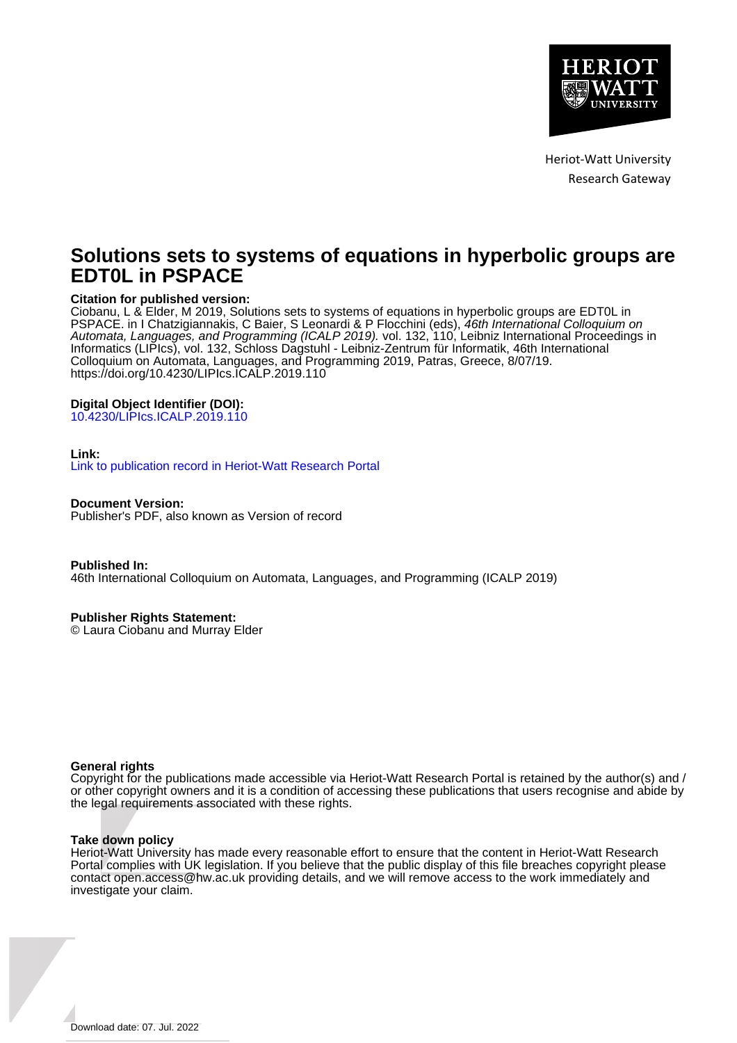Heriot-Watt University
Research Gateway

# Solutions sets to systems of equations in hyperbolic groups are EDT0L in PSPACE

**Citation for published version:**
Ciobanu, L & Elder, M 2019, Solutions sets to systems of equations in hyperbolic groups are EDT0L in PSPACE. in I Chatzigiannakis, C Baier, S Leonardi & P Flocchini (eds), *46th International Colloquium on Automata, Languages, and Programming (ICALP 2019).* vol. 132, 110, Leibniz International Proceedings in Informatics (LIPIcs), vol. 132, Schloss Dagstuhl - Leibniz-Zentrum für Informatik, 46th International Colloquium on Automata, Languages, and Programming 2019, Patras, Greece, 8/07/19. https://doi.org/10.4230/LIPIcs.ICALP.2019.110

**Digital Object Identifier (DOI):**
10.4230/LIPIcs.ICALP.2019.110

**Link:**
Link to publication record in Heriot-Watt Research Portal

**Document Version:**
Publisher's PDF, also known as Version of record

**Published In:**
46th International Colloquium on Automata, Languages, and Programming (ICALP 2019)

**Publisher Rights Statement:**
© Laura Ciobanu and Murray Elder

**General rights**
Copyright for the publications made accessible via Heriot-Watt Research Portal is retained by the author(s) and / or other copyright owners and it is a condition of accessing these publications that users recognise and abide by the legal requirements associated with these rights.

**Take down policy**
Heriot-Watt University has made every reasonable effort to ensure that the content in Heriot-Watt Research Portal complies with UK legislation. If you believe that the public display of this file breaches copyright please contact open.access@hw.ac.uk providing details, and we will remove access to the work immediately and investigate your claim.

Download date: 07. Jul. 2022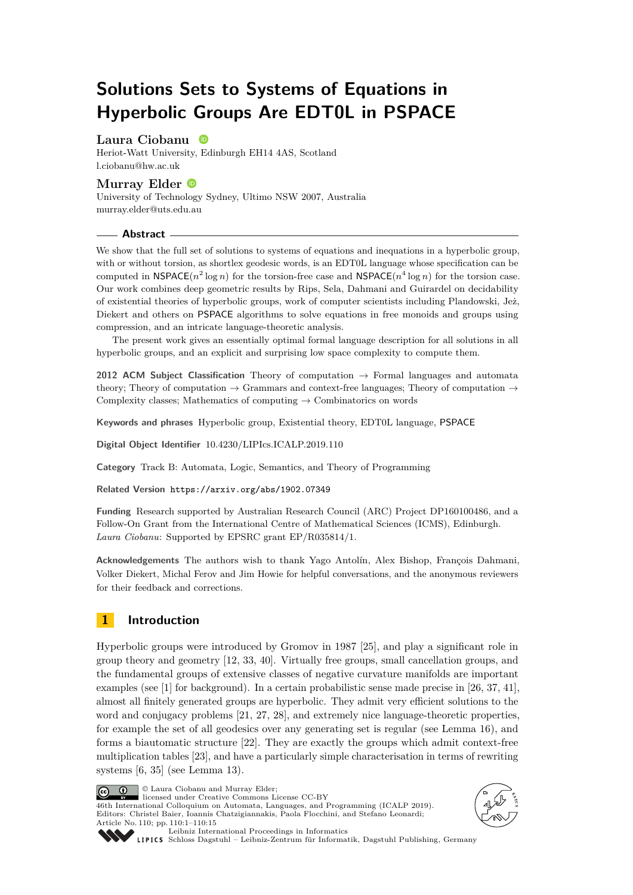# Solutions Sets to Systems of Equations in Hyperbolic Groups Are EDT0L in PSPACE

**Laura Ciobanu**
Heriot-Watt University, Edinburgh EH14 4AS, Scotland
l.ciobanu@hw.ac.uk

**Murray Elder**
University of Technology Sydney, Ultimo NSW 2007, Australia
murray.elder@uts.edu.au

## Abstract

We show that the full set of solutions to systems of equations and inequations in a hyperbolic group, with or without torsion, as shortlex geodesic words, is an EDT0L language whose specification can be computed in $\mathsf{NSPACE}(n^2 \log n)$ for the torsion-free case and $\mathsf{NSPACE}(n^4 \log n)$ for the torsion case. Our work combines deep geometric results by Rips, Sela, Dahmani and Guirardel on decidability of existential theories of hyperbolic groups, work of computer scientists including Plandowski, Jeż, Diekert and others on PSPACE algorithms to solve equations in free monoids and groups using compression, and an intricate language-theoretic analysis.

The present work gives an essentially optimal formal language description for all solutions in all hyperbolic groups, and an explicit and surprising low space complexity to compute them.

**2012 ACM Subject Classification** Theory of computation → Formal languages and automata theory; Theory of computation → Grammars and context-free languages; Theory of computation → Complexity classes; Mathematics of computing → Combinatorics on words

**Keywords and phrases** Hyperbolic group, Existential theory, EDT0L language, PSPACE

**Digital Object Identifier** 10.4230/LIPIcs.ICALP.2019.110

**Category** Track B: Automata, Logic, Semantics, and Theory of Programming

**Related Version** https://arxiv.org/abs/1902.07349

**Funding** Research supported by Australian Research Council (ARC) Project DP160100486, and a Follow-On Grant from the International Centre of Mathematical Sciences (ICMS), Edinburgh.
*Laura Ciobanu*: Supported by EPSRC grant EP/R035814/1.

**Acknowledgements** The authors wish to thank Yago Antolín, Alex Bishop, François Dahmani, Volker Diekert, Michal Ferov and Jim Howie for helpful conversations, and the anonymous reviewers for their feedback and corrections.

## 1 Introduction

Hyperbolic groups were introduced by Gromov in 1987 [25], and play a significant role in group theory and geometry [12, 33, 40]. Virtually free groups, small cancellation groups, and the fundamental groups of extensive classes of negative curvature manifolds are important examples (see [1] for background). In a certain probabilistic sense made precise in [26, 37, 41], almost all finitely generated groups are hyperbolic. They admit very efficient solutions to the word and conjugacy problems [21, 27, 28], and extremely nice language-theoretic properties, for example the set of all geodesics over any generating set is regular (see Lemma 16), and forms a biautomatic structure [22]. They are exactly the groups which admit context-free multiplication tables [23], and have a particularly simple characterisation in terms of rewriting systems [6, 35] (see Lemma 13).

© Laura Ciobanu and Murray Elder;
licensed under Creative Commons License CC-BY
46th International Colloquium on Automata, Languages, and Programming (ICALP 2019).
Editors: Christel Baier, Ioannis Chatzigiannakis, Paola Flocchini, and Stefano Leonardi;
Article No. 110; pp. 110:1–110:15
Leibniz International Proceedings in Informatics
Schloss Dagstuhl – Leibniz-Zentrum für Informatik, Dagstuhl Publishing, Germany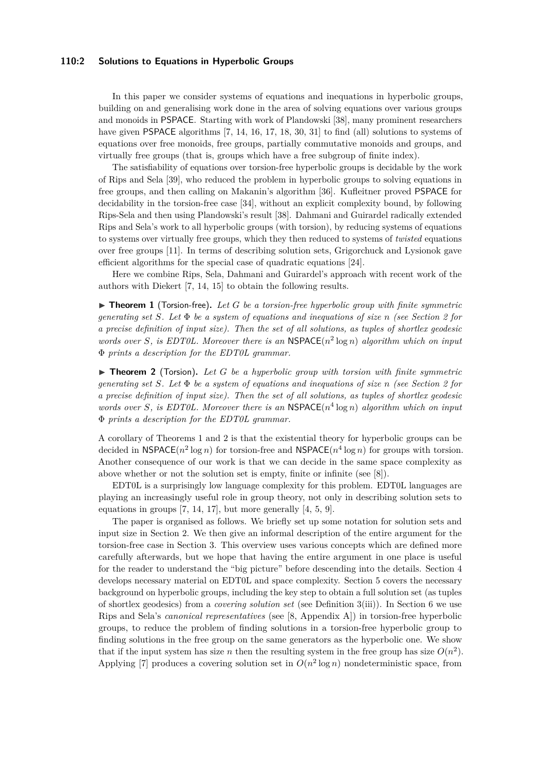In this paper we consider systems of equations and inequations in hyperbolic groups, building on and generalising work done in the area of solving equations over various groups and monoids in PSPACE. Starting with work of Plandowski [38], many prominent researchers have given PSPACE algorithms [7, 14, 16, 17, 18, 30, 31] to find (all) solutions to systems of equations over free monoids, free groups, partially commutative monoids and groups, and virtually free groups (that is, groups which have a free subgroup of finite index).

The satisfiability of equations over torsion-free hyperbolic groups is decidable by the work of Rips and Sela [39], who reduced the problem in hyperbolic groups to solving equations in free groups, and then calling on Makanin's algorithm [36]. Kufleitner proved PSPACE for decidability in the torsion-free case [34], without an explicit complexity bound, by following Rips-Sela and then using Plandowski's result [38]. Dahmani and Guirardel radically extended Rips and Sela's work to all hyperbolic groups (with torsion), by reducing systems of equations to systems over virtually free groups, which they then reduced to systems of *twisted* equations over free groups [11]. In terms of describing solution sets, Grigorchuck and Lysionok gave efficient algorithms for the special case of quadratic equations [24].

Here we combine Rips, Sela, Dahmani and Guirardel's approach with recent work of the authors with Diekert [7, 14, 15] to obtain the following results.

▶ **Theorem 1** (Torsion-free)**.** *Let $G$ be a torsion-free hyperbolic group with finite symmetric generating set $S$. Let $\Phi$ be a system of equations and inequations of size $n$ (see Section 2 for a precise definition of input size). Then the set of all solutions, as tuples of shortlex geodesic words over $S$, is EDT0L. Moreover there is an $\mathsf{NSPACE}(n^2 \log n)$ algorithm which on input $\Phi$ prints a description for the EDT0L grammar.*

▶ **Theorem 2** (Torsion)**.** *Let $G$ be a hyperbolic group with torsion with finite symmetric generating set $S$. Let $\Phi$ be a system of equations and inequations of size $n$ (see Section 2 for a precise definition of input size). Then the set of all solutions, as tuples of shortlex geodesic words over $S$, is EDT0L. Moreover there is an $\mathsf{NSPACE}(n^4 \log n)$ algorithm which on input $\Phi$ prints a description for the EDT0L grammar.*

A corollary of Theorems 1 and 2 is that the existential theory for hyperbolic groups can be decided in $\mathsf{NSPACE}(n^2 \log n)$ for torsion-free and $\mathsf{NSPACE}(n^4 \log n)$ for groups with torsion. Another consequence of our work is that we can decide in the same space complexity as above whether or not the solution set is empty, finite or infinite (see [8]).

EDT0L is a surprisingly low language complexity for this problem. EDT0L languages are playing an increasingly useful role in group theory, not only in describing solution sets to equations in groups [7, 14, 17], but more generally [4, 5, 9].

The paper is organised as follows. We briefly set up some notation for solution sets and input size in Section 2. We then give an informal description of the entire argument for the torsion-free case in Section 3. This overview uses various concepts which are defined more carefully afterwards, but we hope that having the entire argument in one place is useful for the reader to understand the "big picture" before descending into the details. Section 4 develops necessary material on EDT0L and space complexity. Section 5 covers the necessary background on hyperbolic groups, including the key step to obtain a full solution set (as tuples of shortlex geodesics) from a *covering solution set* (see Definition 3(iii)). In Section 6 we use Rips and Sela's *canonical representatives* (see [8, Appendix A]) in torsion-free hyperbolic groups, to reduce the problem of finding solutions in a torsion-free hyperbolic group to finding solutions in the free group on the same generators as the hyperbolic one. We show that if the input system has size $n$ then the resulting system in the free group has size $O(n^2)$. Applying [7] produces a covering solution set in $O(n^2 \log n)$ nondeterministic space, from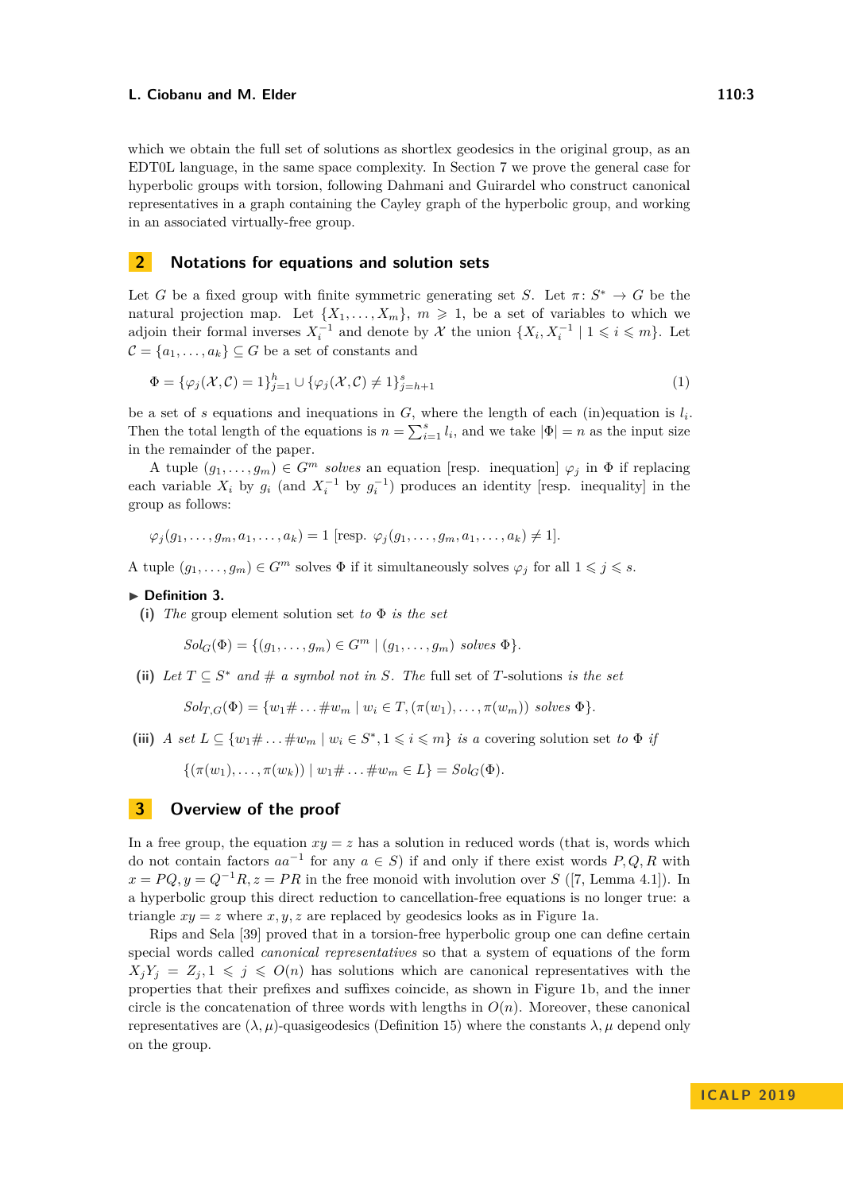which we obtain the full set of solutions as shortlex geodesics in the original group, as an EDT0L language, in the same space complexity. In Section 7 we prove the general case for hyperbolic groups with torsion, following Dahmani and Guirardel who construct canonical representatives in a graph containing the Cayley graph of the hyperbolic group, and working in an associated virtually-free group.

## 2 Notations for equations and solution sets

Let $G$ be a fixed group with finite symmetric generating set $S$. Let $\pi\colon S^* \to G$ be the natural projection map. Let $\{X_1, \ldots, X_m\}$, $m \geqslant 1$, be a set of variables to which we adjoin their formal inverses $X_i^{-1}$ and denote by $\mathcal{X}$ the union $\{X_i, X_i^{-1} \mid 1 \leqslant i \leqslant m\}$. Let $\mathcal{C} = \{a_1, \ldots, a_k\} \subseteq G$ be a set of constants and

$$\Phi = \{\varphi_j(\mathcal{X}, \mathcal{C}) = 1\}_{j=1}^{h} \cup \{\varphi_j(\mathcal{X}, \mathcal{C}) \neq 1\}_{j=h+1}^{s} \tag{1}$$

be a set of $s$ equations and inequations in $G$, where the length of each (in)equation is $l_i$. Then the total length of the equations is $n = \sum_{i=1}^{s} l_i$, and we take $|\Phi| = n$ as the input size in the remainder of the paper.

A tuple $(g_1, \ldots, g_m) \in G^m$ *solves* an equation [resp. inequation] $\varphi_j$ in $\Phi$ if replacing each variable $X_i$ by $g_i$ (and $X_i^{-1}$ by $g_i^{-1}$) produces an identity [resp. inequality] in the group as follows:

$$\varphi_j(g_1, \ldots, g_m, a_1, \ldots, a_k) = 1 \text{ [resp. } \varphi_j(g_1, \ldots, g_m, a_1, \ldots, a_k) \neq 1].$$

A tuple $(g_1, \ldots, g_m) \in G^m$ solves $\Phi$ if it simultaneously solves $\varphi_j$ for all $1 \leqslant j \leqslant s$.

▶ **Definition 3.**

**(i)** *The* group element solution set *to* $\Phi$ *is the set*

$$Sol_G(\Phi) = \{(g_1, \ldots, g_m) \in G^m \mid (g_1, \ldots, g_m) \text{ solves } \Phi\}.$$

**(ii)** *Let* $T \subseteq S^*$ *and* $\#$ *a symbol not in* $S$*. The* full set of $T$-solutions *is the set*

$$Sol_{T,G}(\Phi) = \{w_1\# \ldots \#w_m \mid w_i \in T, (\pi(w_1), \ldots, \pi(w_m)) \text{ solves } \Phi\}.$$

**(iii)** *A set* $L \subseteq \{w_1\# \ldots \#w_m \mid w_i \in S^*, 1 \leqslant i \leqslant m\}$ *is a* covering solution set *to* $\Phi$ *if*

$$\{(\pi(w_1), \ldots, \pi(w_k)) \mid w_1\# \ldots \#w_m \in L\} = Sol_G(\Phi).$$

## 3 Overview of the proof

In a free group, the equation $xy = z$ has a solution in reduced words (that is, words which do not contain factors $aa^{-1}$ for any $a \in S$) if and only if there exist words $P, Q, R$ with $x = PQ, y = Q^{-1}R, z = PR$ in the free monoid with involution over $S$ ([7, Lemma 4.1]). In a hyperbolic group this direct reduction to cancellation-free equations is no longer true: a triangle $xy = z$ where $x, y, z$ are replaced by geodesics looks as in Figure 1a.

Rips and Sela [39] proved that in a torsion-free hyperbolic group one can define certain special words called *canonical representatives* so that a system of equations of the form $X_jY_j = Z_j, 1 \leqslant j \leqslant O(n)$ has solutions which are canonical representatives with the properties that their prefixes and suffixes coincide, as shown in Figure 1b, and the inner circle is the concatenation of three words with lengths in $O(n)$. Moreover, these canonical representatives are $(\lambda, \mu)$-quasigeodesics (Definition 15) where the constants $\lambda, \mu$ depend only on the group.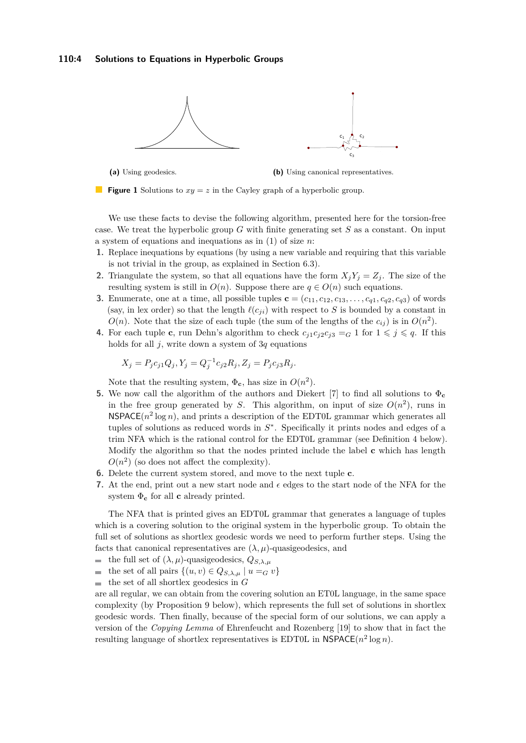(a) Using geodesics.

(b) Using canonical representatives.

**Figure 1** Solutions to $xy = z$ in the Cayley graph of a hyperbolic group.

We use these facts to devise the following algorithm, presented here for the torsion-free case. We treat the hyperbolic group $G$ with finite generating set $S$ as a constant. On input a system of equations and inequations as in (1) of size $n$:

1. Replace inequations by equations (by using a new variable and requiring that this variable is not trivial in the group, as explained in Section 6.3).
2. Triangulate the system, so that all equations have the form $X_jY_j = Z_j$. The size of the resulting system is still in $O(n)$. Suppose there are $q \in O(n)$ such equations.
3. Enumerate, one at a time, all possible tuples $\mathbf{c} = (c_{11}, c_{12}, c_{13}, \ldots, c_{q1}, c_{q2}, c_{q3})$ of words (say, in lex order) so that the length $\ell(c_{ji})$ with respect to $S$ is bounded by a constant in $O(n)$. Note that the size of each tuple (the sum of the lengths of the $c_{ij}$) is in $O(n^2)$.
4. For each tuple $\mathbf{c}$, run Dehn's algorithm to check $c_{j1}c_{j2}c_{j3} =_G 1$ for $1 \leqslant j \leqslant q$. If this holds for all $j$, write down a system of $3q$ equations

$$X_j = P_jc_{j1}Q_j, Y_j = Q_j^{-1}c_{j2}R_j, Z_j = P_jc_{j3}R_j.$$

   Note that the resulting system, $\Phi_{\mathbf{c}}$, has size in $O(n^2)$.
5. We now call the algorithm of the authors and Diekert [7] to find all solutions to $\Phi_{\mathbf{c}}$ in the free group generated by $S$. This algorithm, on input of size $O(n^2)$, runs in $\mathsf{NSPACE}(n^2 \log n)$, and prints a description of the EDT0L grammar which generates all tuples of solutions as reduced words in $S^*$. Specifically it prints nodes and edges of a trim NFA which is the rational control for the EDT0L grammar (see Definition 4 below). Modify the algorithm so that the nodes printed include the label $\mathbf{c}$ which has length $O(n^2)$ (so does not affect the complexity).
6. Delete the current system stored, and move to the next tuple $\mathbf{c}$.
7. At the end, print out a new start node and $\epsilon$ edges to the start node of the NFA for the system $\Phi_{\mathbf{c}}$ for all $\mathbf{c}$ already printed.

The NFA that is printed gives an EDT0L grammar that generates a language of tuples which is a covering solution to the original system in the hyperbolic group. To obtain the full set of solutions as shortlex geodesic words we need to perform further steps. Using the facts that canonical representatives are $(\lambda, \mu)$-quasigeodesics, and

- the full set of $(\lambda, \mu)$-quasigeodesics, $Q_{S,\lambda,\mu}$
- the set of all pairs $\{(u, v) \in Q_{S,\lambda,\mu} \mid u =_G v\}$
- the set of all shortlex geodesics in $G$

are all regular, we can obtain from the covering solution an ET0L language, in the same space complexity (by Proposition 9 below), which represents the full set of solutions in shortlex geodesic words. Then finally, because of the special form of our solutions, we can apply a version of the *Copying Lemma* of Ehrenfeucht and Rozenberg [19] to show that in fact the resulting language of shortlex representatives is EDT0L in $\mathsf{NSPACE}(n^2 \log n)$.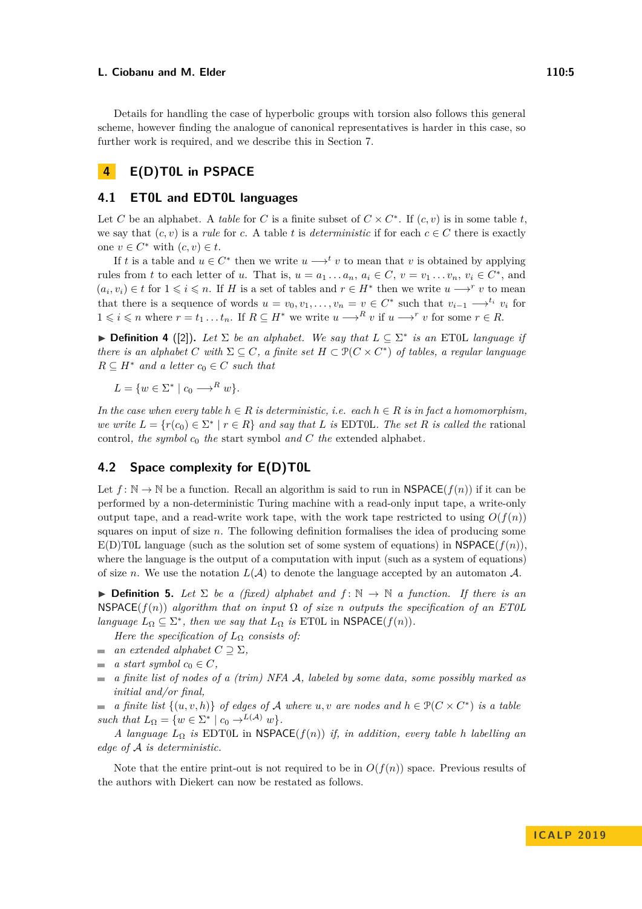Details for handling the case of hyperbolic groups with torsion also follows this general scheme, however finding the analogue of canonical representatives is harder in this case, so further work is required, and we describe this in Section 7.

## 4 E(D)T0L in PSPACE

### 4.1 ET0L and EDT0L languages

Let $C$ be an alphabet. A *table* for $C$ is a finite subset of $C \times C^*$. If $(c, v)$ is in some table $t$, we say that $(c, v)$ is a *rule* for $c$. A table $t$ is *deterministic* if for each $c \in C$ there is exactly one $v \in C^*$ with $(c, v) \in t$.

If $t$ is a table and $u \in C^*$ then we write $u \longrightarrow^t v$ to mean that $v$ is obtained by applying rules from $t$ to each letter of $u$. That is, $u = a_1 \dots a_n$, $a_i \in C$, $v = v_1 \dots v_n$, $v_i \in C^*$, and $(a_i, v_i) \in t$ for $1 \leqslant i \leqslant n$. If $H$ is a set of tables and $r \in H^*$ then we write $u \longrightarrow^r v$ to mean that there is a sequence of words $u = v_0, v_1, \dots, v_n = v \in C^*$ such that $v_{i-1} \longrightarrow^{t_i} v_i$ for $1 \leqslant i \leqslant n$ where $r = t_1 \dots t_n$. If $R \subseteq H^*$ we write $u \longrightarrow^R v$ if $u \longrightarrow^r v$ for some $r \in R$.

▶ **Definition 4** ([2]). *Let $\Sigma$ be an alphabet. We say that $L \subseteq \Sigma^*$ is an* ET0L *language if there is an alphabet $C$ with $\Sigma \subseteq C$, a finite set $H \subset \mathcal{P}(C \times C^*)$ of tables, a regular language $R \subseteq H^*$ and a letter $c_0 \in C$ such that*

$$L = \{w \in \Sigma^* \mid c_0 \longrightarrow^R w\}.$$

*In the case when every table $h \in R$ is deterministic, i.e. each $h \in R$ is in fact a homomorphism, we write $L = \{r(c_0) \in \Sigma^* \mid r \in R\}$ and say that $L$ is* EDT0L*. The set $R$ is called the* rational control*, the symbol $c_0$ the* start symbol *and $C$ the* extended alphabet*.*

### 4.2 Space complexity for E(D)T0L

Let $f \colon \mathbb{N} \to \mathbb{N}$ be a function. Recall an algorithm is said to run in $\mathsf{NSPACE}(f(n))$ if it can be performed by a non-deterministic Turing machine with a read-only input tape, a write-only output tape, and a read-write work tape, with the work tape restricted to using $O(f(n))$ squares on input of size $n$. The following definition formalises the idea of producing some E(D)T0L language (such as the solution set of some system of equations) in $\mathsf{NSPACE}(f(n))$, where the language is the output of a computation with input (such as a system of equations) of size $n$. We use the notation $L(\mathcal{A})$ to denote the language accepted by an automaton $\mathcal{A}$.

▶ **Definition 5.** *Let $\Sigma$ be a (fixed) alphabet and $f \colon \mathbb{N} \to \mathbb{N}$ a function. If there is an $\mathsf{NSPACE}(f(n))$ algorithm that on input $\Omega$ of size $n$ outputs the specification of an ET0L language $L_\Omega \subseteq \Sigma^*$, then we say that $L_\Omega$ is* ET0L *in $\mathsf{NSPACE}(f(n))$.*

*Here the specification of $L_\Omega$ consists of:*

- *an extended alphabet $C \supseteq \Sigma$,*
- *a start symbol $c_0 \in C$,*
- *a finite list of nodes of a (trim) NFA $\mathcal{A}$, labeled by some data, some possibly marked as initial and/or final,*
- *a finite list $\{(u, v, h)\}$ of edges of $\mathcal{A}$ where $u, v$ are nodes and $h \in \mathcal{P}(C \times C^*)$ is a table such that $L_\Omega = \{w \in \Sigma^* \mid c_0 \to^{L(\mathcal{A})} w\}$.*

*A language $L_\Omega$ is* EDT0L *in $\mathsf{NSPACE}(f(n))$ if, in addition, every table $h$ labelling an edge of $\mathcal{A}$ is deterministic.*

Note that the entire print-out is not required to be in $O(f(n))$ space. Previous results of the authors with Diekert can now be restated as follows.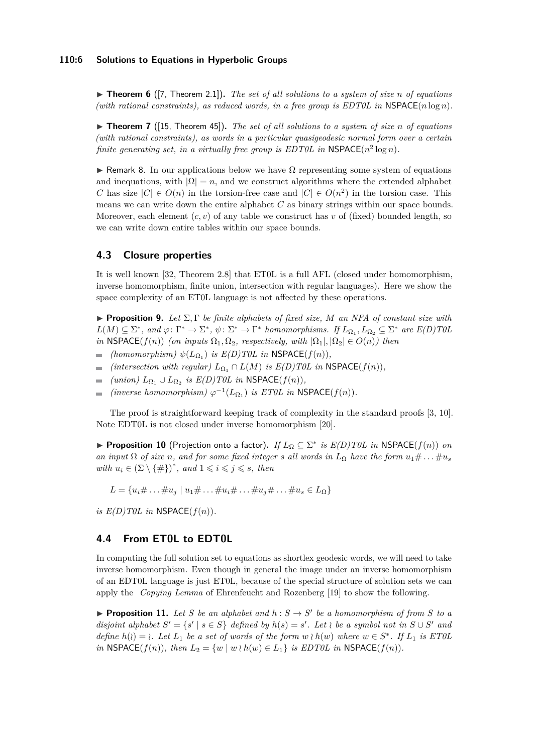▶ **Theorem 6** ([7, Theorem 2.1])**.** *The set of all solutions to a system of size $n$ of equations (with rational constraints), as reduced words, in a free group is EDT0L in* $\mathsf{NSPACE}(n \log n)$*.*

▶ **Theorem 7** ([15, Theorem 45])**.** *The set of all solutions to a system of size $n$ of equations (with rational constraints), as words in a particular quasigeodesic normal form over a certain finite generating set, in a virtually free group is EDT0L in* $\mathsf{NSPACE}(n^2 \log n)$*.*

▶ Remark 8. In our applications below we have $\Omega$ representing some system of equations and inequations, with $|\Omega| = n$, and we construct algorithms where the extended alphabet $C$ has size $|C| \in O(n)$ in the torsion-free case and $|C| \in O(n^2)$ in the torsion case. This means we can write down the entire alphabet $C$ as binary strings within our space bounds. Moreover, each element $(c, v)$ of any table we construct has $v$ of (fixed) bounded length, so we can write down entire tables within our space bounds.

## 4.3 Closure properties

It is well known [32, Theorem 2.8] that ET0L is a full AFL (closed under homomorphism, inverse homomorphism, finite union, intersection with regular languages). Here we show the space complexity of an ET0L language is not affected by these operations.

▶ **Proposition 9.** *Let $\Sigma, \Gamma$ be finite alphabets of fixed size, $M$ an NFA of constant size with $L(M) \subseteq \Sigma^*$, and $\varphi \colon \Gamma^* \to \Sigma^*$, $\psi \colon \Sigma^* \to \Gamma^*$ homomorphisms. If $L_{\Omega_1}, L_{\Omega_2} \subseteq \Sigma^*$ are E(D)T0L in* $\mathsf{NSPACE}(f(n))$ *(on inputs $\Omega_1, \Omega_2$, respectively, with $|\Omega_1|, |\Omega_2| \in O(n)$) then*

- *(homomorphism) $\psi(L_{\Omega_1})$ is E(D)T0L in* $\mathsf{NSPACE}(f(n))$*,*
- *(intersection with regular) $L_{\Omega_1} \cap L(M)$ is E(D)T0L in* $\mathsf{NSPACE}(f(n))$*,*
- *(union) $L_{\Omega_1} \cup L_{\Omega_2}$ is E(D)T0L in* $\mathsf{NSPACE}(f(n))$*,*
- *(inverse homomorphism) $\varphi^{-1}(L_{\Omega_1})$ is ET0L in* $\mathsf{NSPACE}(f(n))$*.*

The proof is straightforward keeping track of complexity in the standard proofs [3, 10]. Note EDT0L is not closed under inverse homomorphism [20].

▶ **Proposition 10** (Projection onto a factor)**.** *If $L_\Omega \subseteq \Sigma^*$ is E(D)T0L in* $\mathsf{NSPACE}(f(n))$ *on an input $\Omega$ of size $n$, and for some fixed integer $s$ all words in $L_\Omega$ have the form $u_1\# \dots \# u_s$ with $u_i \in (\Sigma \setminus \{\#\})^*$, and $1 \leqslant i \leqslant j \leqslant s$, then*

$$L = \{u_i\# \dots \# u_j \mid u_1\# \dots \# u_i\# \dots \# u_j\# \dots \# u_s \in L_\Omega\}$$

*is E(D)T0L in* $\mathsf{NSPACE}(f(n))$*.*

## 4.4 From ET0L to EDT0L

In computing the full solution set to equations as shortlex geodesic words, we will need to take inverse homomorphism. Even though in general the image under an inverse homomorphism of an EDT0L language is just ET0L, because of the special structure of solution sets we can apply the *Copying Lemma* of Ehrenfeucht and Rozenberg [19] to show the following.

▶ **Proposition 11.** *Let $S$ be an alphabet and $h : S \to S'$ be a homomorphism of from $S$ to a disjoint alphabet $S' = \{s' \mid s \in S\}$ defined by $h(s) = s'$. Let $\wr$ be a symbol not in $S \cup S'$ and define $h(\wr) = \wr$. Let $L_1$ be a set of words of the form $w \wr h(w)$ where $w \in S^*$. If $L_1$ is ET0L in* $\mathsf{NSPACE}(f(n))$*, then $L_2 = \{w \mid w \wr h(w) \in L_1\}$ is EDT0L in* $\mathsf{NSPACE}(f(n))$*.*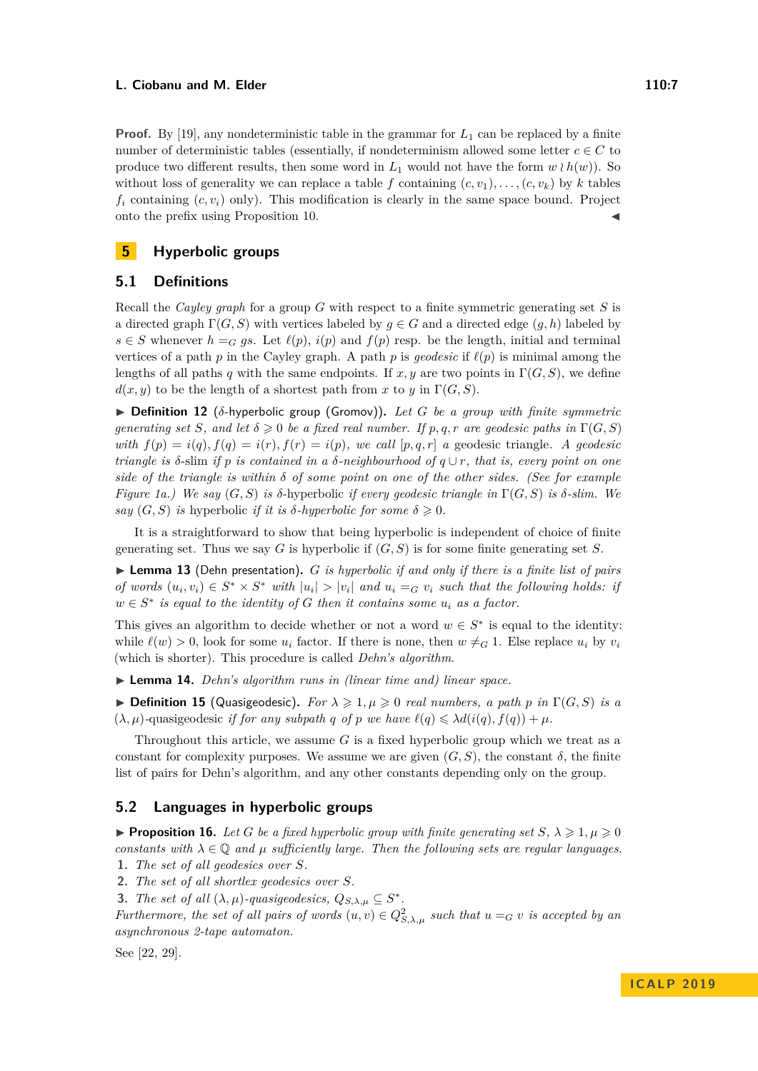**Proof.** By [19], any nondeterministic table in the grammar for $L_1$ can be replaced by a finite number of deterministic tables (essentially, if nondeterminism allowed some letter $c \in C$ to produce two different results, then some word in $L_1$ would not have the form $w \wr h(w)$). So without loss of generality we can replace a table $f$ containing $(c, v_1), \ldots, (c, v_k)$ by $k$ tables $f_i$ containing $(c, v_i)$ only). This modification is clearly in the same space bound. Project onto the prefix using Proposition 10. ◀

# 5 Hyperbolic groups

## 5.1 Definitions

Recall the *Cayley graph* for a group $G$ with respect to a finite symmetric generating set $S$ is a directed graph $\Gamma(G, S)$ with vertices labeled by $g \in G$ and a directed edge $(g, h)$ labeled by $s \in S$ whenever $h =_G gs$. Let $\ell(p)$, $i(p)$ and $f(p)$ resp. be the length, initial and terminal vertices of a path $p$ in the Cayley graph. A path $p$ is *geodesic* if $\ell(p)$ is minimal among the lengths of all paths $q$ with the same endpoints. If $x, y$ are two points in $\Gamma(G, S)$, we define $d(x, y)$ to be the length of a shortest path from $x$ to $y$ in $\Gamma(G, S)$.

▶ **Definition 12** ($\delta$-hyperbolic group (Gromov)). *Let $G$ be a group with finite symmetric generating set $S$, and let $\delta \geqslant 0$ be a fixed real number. If $p, q, r$ are geodesic paths in $\Gamma(G, S)$ with $f(p) = i(q), f(q) = i(r), f(r) = i(p)$, we call $[p, q, r]$ a* geodesic triangle. *A geodesic triangle is* $\delta$-slim *if $p$ is contained in a $\delta$-neighbourhood of $q \cup r$, that is, every point on one side of the triangle is within $\delta$ of some point on one of the other sides. (See for example Figure 1a.) We say $(G, S)$ is* $\delta$-hyperbolic *if every geodesic triangle in $\Gamma(G, S)$ is $\delta$-slim. We say $(G, S)$ is* hyperbolic *if it is $\delta$-hyperbolic for some $\delta \geqslant 0$.*

It is a straightforward to show that being hyperbolic is independent of choice of finite generating set. Thus we say $G$ is hyperbolic if $(G, S)$ is for some finite generating set $S$.

▶ **Lemma 13** (Dehn presentation). *$G$ is hyperbolic if and only if there is a finite list of pairs of words $(u_i, v_i) \in S^* \times S^*$ with $|u_i| > |v_i|$ and $u_i =_G v_i$ such that the following holds: if $w \in S^*$ is equal to the identity of $G$ then it contains some $u_i$ as a factor.*

This gives an algorithm to decide whether or not a word $w \in S^*$ is equal to the identity: while $\ell(w) > 0$, look for some $u_i$ factor. If there is none, then $w \neq_G 1$. Else replace $u_i$ by $v_i$ (which is shorter). This procedure is called *Dehn's algorithm*.

▶ **Lemma 14.** *Dehn's algorithm runs in (linear time and) linear space.*

▶ **Definition 15** (Quasigeodesic). *For $\lambda \geqslant 1, \mu \geqslant 0$ real numbers, a path $p$ in $\Gamma(G, S)$ is a* $(\lambda, \mu)$-quasigeodesic *if for any subpath $q$ of $p$ we have $\ell(q) \leqslant \lambda d(i(q), f(q)) + \mu$.*

Throughout this article, we assume $G$ is a fixed hyperbolic group which we treat as a constant for complexity purposes. We assume we are given $(G, S)$, the constant $\delta$, the finite list of pairs for Dehn's algorithm, and any other constants depending only on the group.

## 5.2 Languages in hyperbolic groups

▶ **Proposition 16.** *Let $G$ be a fixed hyperbolic group with finite generating set $S$, $\lambda \geqslant 1, \mu \geqslant 0$ constants with $\lambda \in \mathbb{Q}$ and $\mu$ sufficiently large. Then the following sets are regular languages.*

1. *The set of all geodesics over $S$.*
2. *The set of all shortlex geodesics over $S$.*
3. *The set of all $(\lambda, \mu)$-quasigeodesics, $Q_{S,\lambda,\mu} \subseteq S^*$.*

*Furthermore, the set of all pairs of words $(u, v) \in Q^2_{S,\lambda,\mu}$ such that $u =_G v$ is accepted by an asynchronous 2-tape automaton.*

See [22, 29].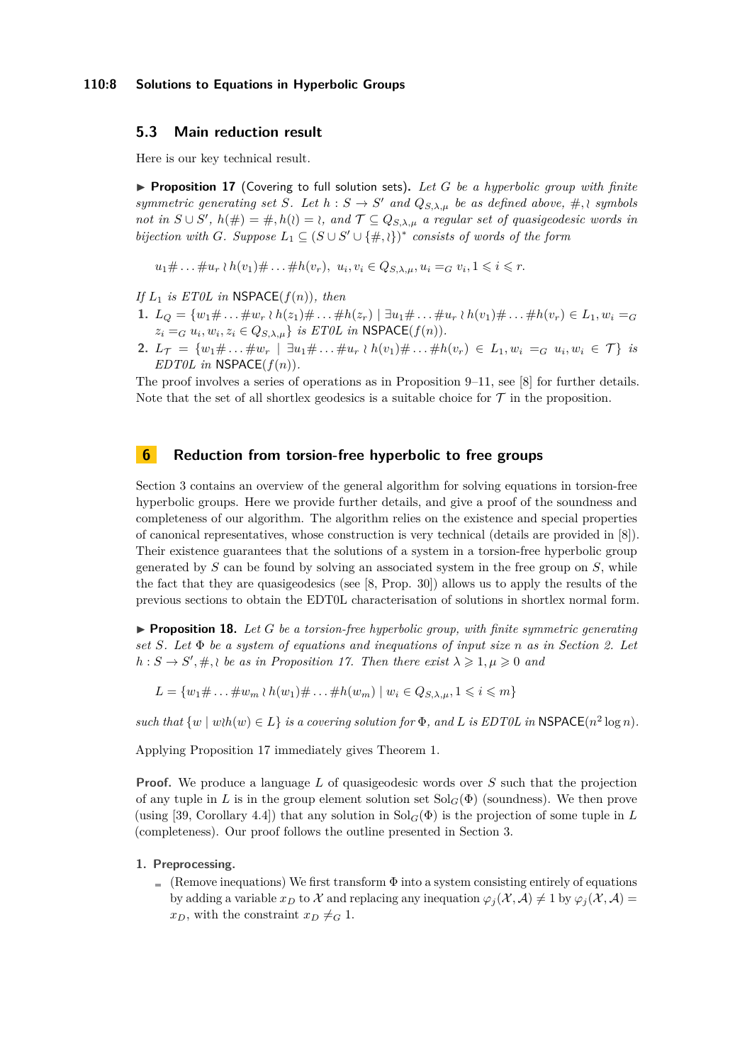### 5.3 Main reduction result

Here is our key technical result.

▶ **Proposition 17** (Covering to full solution sets)**.** *Let $G$ be a hyperbolic group with finite symmetric generating set $S$. Let $h : S \to S'$ and $Q_{S,\lambda,\mu}$ be as defined above, $\#, \wr$ symbols not in $S \cup S'$, $h(\#) = \#, h(\wr) = \wr$, and $\mathcal{T} \subseteq Q_{S,\lambda,\mu}$ a regular set of quasigeodesic words in bijection with $G$. Suppose $L_1 \subseteq (S \cup S' \cup \{\#, \wr\})^*$ consists of words of the form*

$$u_1\# \dots \#u_r \wr h(v_1)\# \dots \#h(v_r), \ u_i, v_i \in Q_{S,\lambda,\mu}, u_i =_G v_i, 1 \leqslant i \leqslant r.$$

*If $L_1$ is ET0L in* NSPACE$(f(n))$*, then*

1. $L_Q = \{w_1\# \dots \#w_r \wr h(z_1)\# \dots \#h(z_r) \mid \exists u_1\# \dots \#u_r \wr h(v_1)\# \dots \#h(v_r) \in L_1, w_i =_G z_i =_G u_i, w_i, z_i \in Q_{S,\lambda,\mu}\}$ *is ET0L in* NSPACE$(f(n))$.
2. $L_{\mathcal{T}} = \{w_1\# \dots \#w_r \mid \exists u_1\# \dots \#u_r \wr h(v_1)\# \dots \#h(v_r) \in L_1, w_i =_G u_i, w_i \in \mathcal{T}\}$ *is EDT0L in* NSPACE$(f(n))$.

The proof involves a series of operations as in Proposition 9–11, see [8] for further details. Note that the set of all shortlex geodesics is a suitable choice for $\mathcal{T}$ in the proposition.

## 6 Reduction from torsion-free hyperbolic to free groups

Section 3 contains an overview of the general algorithm for solving equations in torsion-free hyperbolic groups. Here we provide further details, and give a proof of the soundness and completeness of our algorithm. The algorithm relies on the existence and special properties of canonical representatives, whose construction is very technical (details are provided in [8]). Their existence guarantees that the solutions of a system in a torsion-free hyperbolic group generated by $S$ can be found by solving an associated system in the free group on $S$, while the fact that they are quasigeodesics (see [8, Prop. 30]) allows us to apply the results of the previous sections to obtain the EDT0L characterisation of solutions in shortlex normal form.

▶ **Proposition 18.** *Let $G$ be a torsion-free hyperbolic group, with finite symmetric generating set $S$. Let $\Phi$ be a system of equations and inequations of input size $n$ as in Section 2. Let $h : S \to S', \#, \wr$ be as in Proposition 17. Then there exist $\lambda \geqslant 1, \mu \geqslant 0$ and*

$$L = \{w_1\# \dots \#w_m \wr h(w_1)\# \dots \#h(w_m) \mid w_i \in Q_{S,\lambda,\mu}, 1 \leqslant i \leqslant m\}$$

*such that $\{w \mid w \wr h(w) \in L\}$ is a covering solution for $\Phi$, and $L$ is EDT0L in* NSPACE$(n^2 \log n)$.

Applying Proposition 17 immediately gives Theorem 1.

**Proof.** We produce a language $L$ of quasigeodesic words over $S$ such that the projection of any tuple in $L$ is in the group element solution set $\mathrm{Sol}_G(\Phi)$ (soundness). We then prove (using [39, Corollary 4.4]) that any solution in $\mathrm{Sol}_G(\Phi)$ is the projection of some tuple in $L$ (completeness). Our proof follows the outline presented in Section 3.

1. **Preprocessing.**
   - (Remove inequations) We first transform $\Phi$ into a system consisting entirely of equations by adding a variable $x_D$ to $\mathcal{X}$ and replacing any inequation $\varphi_j(\mathcal{X}, \mathcal{A}) \neq 1$ by $\varphi_j(\mathcal{X}, \mathcal{A}) = x_D$, with the constraint $x_D \neq_G 1$.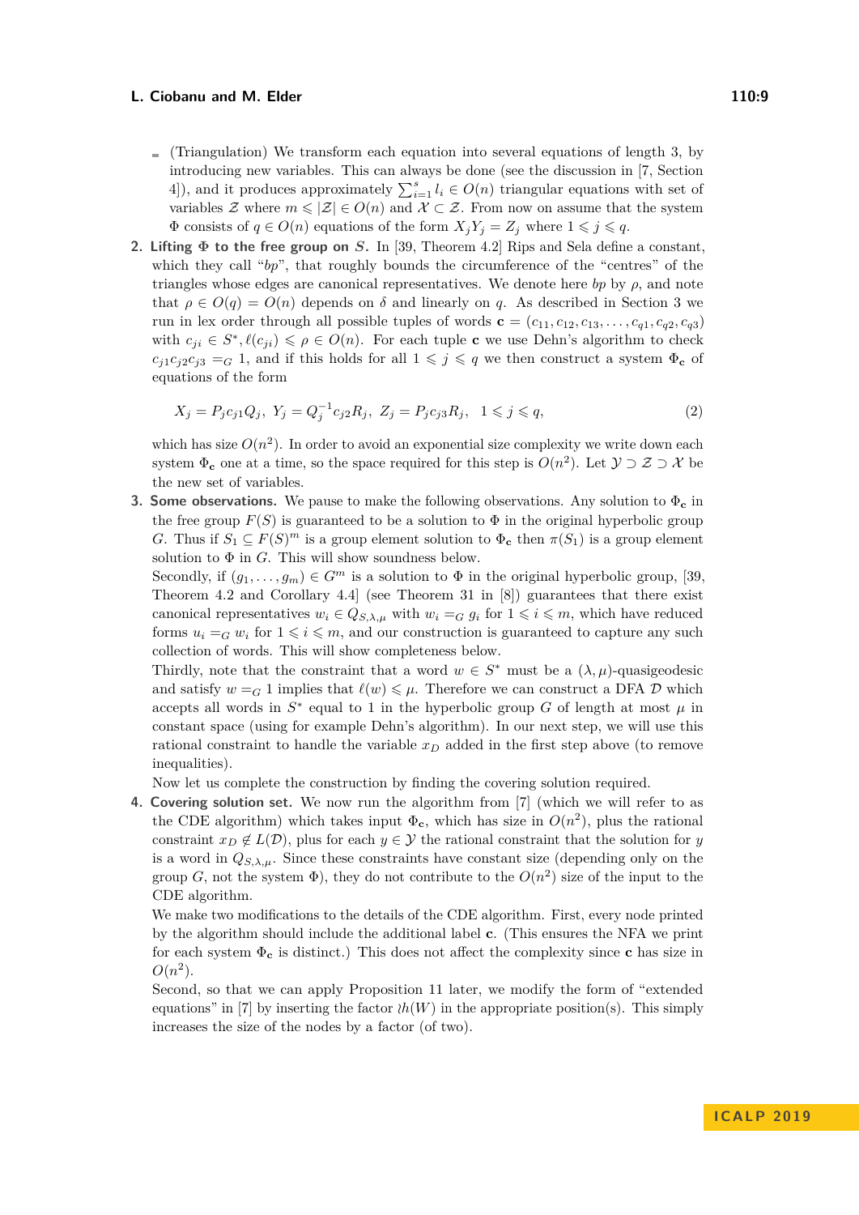- (Triangulation) We transform each equation into several equations of length 3, by introducing new variables. This can always be done (see the discussion in [7, Section 4]), and it produces approximately $\sum_{i=1}^{s} l_i \in O(n)$ triangular equations with set of variables $\mathcal{Z}$ where $m \leqslant |\mathcal{Z}| \in O(n)$ and $\mathcal{X} \subset \mathcal{Z}$. From now on assume that the system $\Phi$ consists of $q \in O(n)$ equations of the form $X_j Y_j = Z_j$ where $1 \leqslant j \leqslant q$.

2. **Lifting $\Phi$ to the free group on $S$.** In [39, Theorem 4.2] Rips and Sela define a constant, which they call "*bp*", that roughly bounds the circumference of the "centres" of the triangles whose edges are canonical representatives. We denote here *bp* by $\rho$, and note that $\rho \in O(q) = O(n)$ depends on $\delta$ and linearly on $q$. As described in Section 3 we run in lex order through all possible tuples of words $\mathbf{c} = (c_{11}, c_{12}, c_{13}, \ldots, c_{q1}, c_{q2}, c_{q3})$ with $c_{ji} \in S^*, \ell(c_{ji}) \leqslant \rho \in O(n)$. For each tuple $\mathbf{c}$ we use Dehn's algorithm to check $c_{j1}c_{j2}c_{j3} =_G 1$, and if this holds for all $1 \leqslant j \leqslant q$ we then construct a system $\Phi_{\mathbf{c}}$ of equations of the form

$$X_j = P_j c_{j1} Q_j, \; Y_j = Q_j^{-1} c_{j2} R_j, \; Z_j = P_j c_{j3} R_j, \quad 1 \leqslant j \leqslant q, \tag{2}$$

which has size $O(n^2)$. In order to avoid an exponential size complexity we write down each system $\Phi_{\mathbf{c}}$ one at a time, so the space required for this step is $O(n^2)$. Let $\mathcal{Y} \supset \mathcal{Z} \supset \mathcal{X}$ be the new set of variables.

3. **Some observations.** We pause to make the following observations. Any solution to $\Phi_{\mathbf{c}}$ in the free group $F(S)$ is guaranteed to be a solution to $\Phi$ in the original hyperbolic group $G$. Thus if $S_1 \subseteq F(S)^m$ is a group element solution to $\Phi_{\mathbf{c}}$ then $\pi(S_1)$ is a group element solution to $\Phi$ in $G$. This will show soundness below.
Secondly, if $(g_1, \ldots, g_m) \in G^m$ is a solution to $\Phi$ in the original hyperbolic group, [39, Theorem 4.2 and Corollary 4.4] (see Theorem 31 in [8]) guarantees that there exist canonical representatives $w_i \in Q_{S,\lambda,\mu}$ with $w_i =_G g_i$ for $1 \leqslant i \leqslant m$, which have reduced forms $u_i =_G w_i$ for $1 \leqslant i \leqslant m$, and our construction is guaranteed to capture any such collection of words. This will show completeness below.
Thirdly, note that the constraint that a word $w \in S^*$ must be a $(\lambda, \mu)$-quasigeodesic and satisfy $w =_G 1$ implies that $\ell(w) \leqslant \mu$. Therefore we can construct a DFA $\mathcal{D}$ which accepts all words in $S^*$ equal to 1 in the hyperbolic group $G$ of length at most $\mu$ in constant space (using for example Dehn's algorithm). In our next step, we will use this rational constraint to handle the variable $x_D$ added in the first step above (to remove inequalities).
Now let us complete the construction by finding the covering solution required.

4. **Covering solution set.** We now run the algorithm from [7] (which we will refer to as the CDE algorithm) which takes input $\Phi_{\mathbf{c}}$, which has size in $O(n^2)$, plus the rational constraint $x_D \notin L(\mathcal{D})$, plus for each $y \in \mathcal{Y}$ the rational constraint that the solution for $y$ is a word in $Q_{S,\lambda,\mu}$. Since these constraints have constant size (depending only on the group $G$, not the system $\Phi$), they do not contribute to the $O(n^2)$ size of the input to the CDE algorithm.
We make two modifications to the details of the CDE algorithm. First, every node printed by the algorithm should include the additional label $\mathbf{c}$. (This ensures the NFA we print for each system $\Phi_{\mathbf{c}}$ is distinct.) This does not affect the complexity since $\mathbf{c}$ has size in $O(n^2)$.
Second, so that we can apply Proposition 11 later, we modify the form of "extended equations" in [7] by inserting the factor $\wr h(W)$ in the appropriate position(s). This simply increases the size of the nodes by a factor (of two).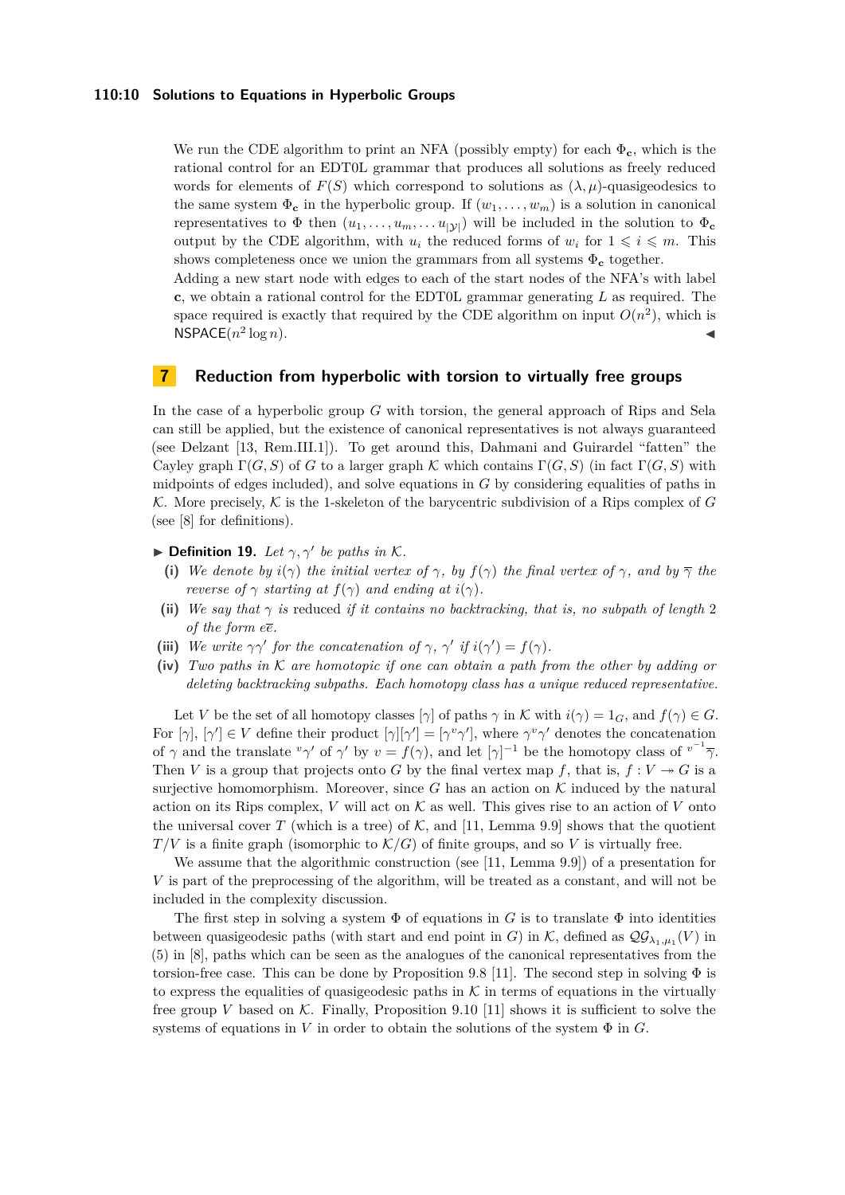We run the CDE algorithm to print an NFA (possibly empty) for each $\Phi_{\mathbf{c}}$, which is the rational control for an EDT0L grammar that produces all solutions as freely reduced words for elements of $F(S)$ which correspond to solutions as $(\lambda, \mu)$-quasigeodesics to the same system $\Phi_{\mathbf{c}}$ in the hyperbolic group. If $(w_1, \ldots, w_m)$ is a solution in canonical representatives to $\Phi$ then $(u_1, \ldots, u_m, \ldots u_{|\mathcal{Y}|})$ will be included in the solution to $\Phi_{\mathbf{c}}$ output by the CDE algorithm, with $u_i$ the reduced forms of $w_i$ for $1 \leqslant i \leqslant m$. This shows completeness once we union the grammars from all systems $\Phi_{\mathbf{c}}$ together.

Adding a new start node with edges to each of the start nodes of the NFA's with label $\mathbf{c}$, we obtain a rational control for the EDT0L grammar generating $L$ as required. The space required is exactly that required by the CDE algorithm on input $O(n^2)$, which is $\mathsf{NSPACE}(n^2 \log n)$. ◀

## 7 Reduction from hyperbolic with torsion to virtually free groups

In the case of a hyperbolic group $G$ with torsion, the general approach of Rips and Sela can still be applied, but the existence of canonical representatives is not always guaranteed (see Delzant [13, Rem.III.1]). To get around this, Dahmani and Guirardel "fatten" the Cayley graph $\Gamma(G, S)$ of $G$ to a larger graph $\mathcal{K}$ which contains $\Gamma(G, S)$ (in fact $\Gamma(G, S)$ with midpoints of edges included), and solve equations in $G$ by considering equalities of paths in $\mathcal{K}$. More precisely, $\mathcal{K}$ is the 1-skeleton of the barycentric subdivision of a Rips complex of $G$ (see [8] for definitions).

▶ **Definition 19.** *Let $\gamma, \gamma'$ be paths in $\mathcal{K}$.*

**(i)** *We denote by $i(\gamma)$ the initial vertex of $\gamma$, by $f(\gamma)$ the final vertex of $\gamma$, and by $\overline{\gamma}$ the reverse of $\gamma$ starting at $f(\gamma)$ and ending at $i(\gamma)$.*

**(ii)** *We say that $\gamma$ is* reduced *if it contains no backtracking, that is, no subpath of length 2 of the form $e\overline{e}$.*

**(iii)** *We write $\gamma\gamma'$ for the concatenation of $\gamma$, $\gamma'$ if $i(\gamma') = f(\gamma)$.*

**(iv)** *Two paths in $\mathcal{K}$ are homotopic if one can obtain a path from the other by adding or deleting backtracking subpaths. Each homotopy class has a unique reduced representative.*

Let $V$ be the set of all homotopy classes $[\gamma]$ of paths $\gamma$ in $\mathcal{K}$ with $i(\gamma) = 1_G$, and $f(\gamma) \in G$. For $[\gamma], [\gamma'] \in V$ define their product $[\gamma][\gamma'] = [\gamma^v\gamma']$, where $\gamma^v\gamma'$ denotes the concatenation of $\gamma$ and the translate ${}^v\gamma'$ of $\gamma'$ by $v = f(\gamma)$, and let $[\gamma]^{-1}$ be the homotopy class of ${}^{v^{-1}}\overline{\gamma}$. Then $V$ is a group that projects onto $G$ by the final vertex map $f$, that is, $f : V \twoheadrightarrow G$ is a surjective homomorphism. Moreover, since $G$ has an action on $\mathcal{K}$ induced by the natural action on its Rips complex, $V$ will act on $\mathcal{K}$ as well. This gives rise to an action of $V$ onto the universal cover $T$ (which is a tree) of $\mathcal{K}$, and [11, Lemma 9.9] shows that the quotient $T/V$ is a finite graph (isomorphic to $\mathcal{K}/G$) of finite groups, and so $V$ is virtually free.

We assume that the algorithmic construction (see [11, Lemma 9.9]) of a presentation for $V$ is part of the preprocessing of the algorithm, will be treated as a constant, and will not be included in the complexity discussion.

The first step in solving a system $\Phi$ of equations in $G$ is to translate $\Phi$ into identities between quasigeodesic paths (with start and end point in $G$) in $\mathcal{K}$, defined as $\mathcal{QG}_{\lambda_1,\mu_1}(V)$ in (5) in [8], paths which can be seen as the analogues of the canonical representatives from the torsion-free case. This can be done by Proposition 9.8 [11]. The second step in solving $\Phi$ is to express the equalities of quasigeodesic paths in $\mathcal{K}$ in terms of equations in the virtually free group $V$ based on $\mathcal{K}$. Finally, Proposition 9.10 [11] shows it is sufficient to solve the systems of equations in $V$ in order to obtain the solutions of the system $\Phi$ in $G$.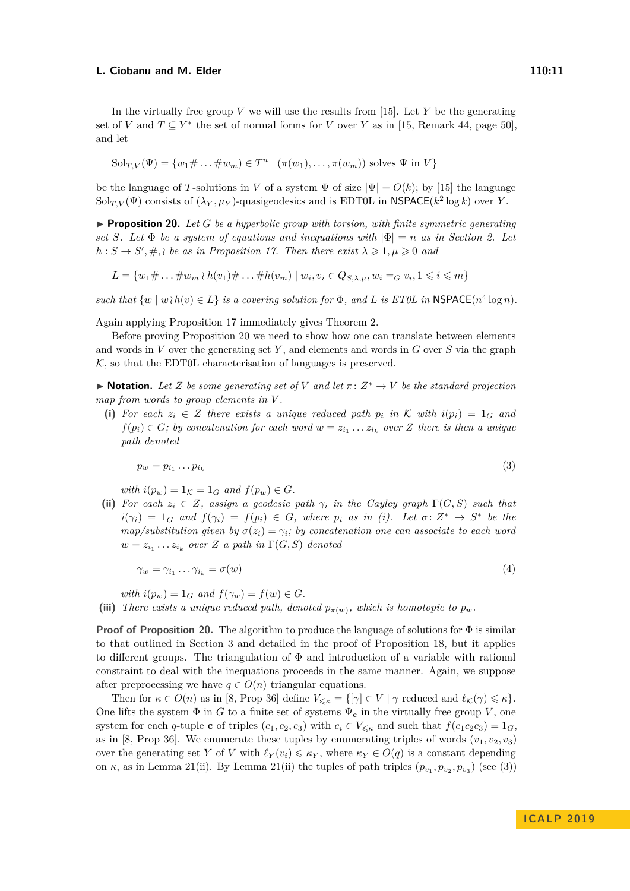In the virtually free group $V$ we will use the results from [15]. Let $Y$ be the generating set of $V$ and $T \subseteq Y^*$ the set of normal forms for $V$ over $Y$ as in [15, Remark 44, page 50], and let

$$\mathrm{Sol}_{T,V}(\Psi) = \{w_1\# \dots \# w_m) \in T^n \mid (\pi(w_1), \dots, \pi(w_m)) \text{ solves } \Psi \text{ in } V\}$$

be the language of $T$-solutions in $V$ of a system $\Psi$ of size $|\Psi| = O(k)$; by [15] the language $\mathrm{Sol}_{T,V}(\Psi)$ consists of $(\lambda_Y, \mu_Y)$-quasigeodesics and is EDT0L in $\mathsf{NSPACE}(k^2 \log k)$ over $Y$.

▶ **Proposition 20.** *Let $G$ be a hyperbolic group with torsion, with finite symmetric generating set $S$. Let $\Phi$ be a system of equations and inequations with $|\Phi| = n$ as in Section 2. Let $h : S \to S', \#, \wr$ be as in Proposition 17. Then there exist $\lambda \geqslant 1, \mu \geqslant 0$ and*

$$L = \{w_1\# \dots \# w_m \wr h(v_1)\# \dots \# h(v_m) \mid w_i, v_i \in Q_{S,\lambda,\mu}, w_i =_G v_i, 1 \leqslant i \leqslant m\}$$

*such that $\{w \mid w \wr h(v) \in L\}$ is a covering solution for $\Phi$, and $L$ is ET0L in $\mathsf{NSPACE}(n^4 \log n)$.*

Again applying Proposition 17 immediately gives Theorem 2.

Before proving Proposition 20 we need to show how one can translate between elements and words in $V$ over the generating set $Y$, and elements and words in $G$ over $S$ via the graph $\mathcal{K}$, so that the EDT0L characterisation of languages is preserved.

▶ **Notation.** *Let $Z$ be some generating set of $V$ and let $\pi\colon Z^* \to V$ be the standard projection map from words to group elements in $V$.*

**(i)** *For each $z_i \in Z$ there exists a unique reduced path $p_i$ in $\mathcal{K}$ with $i(p_i) = 1_G$ and $f(p_i) \in G$; by concatenation for each word $w = z_{i_1} \dots z_{i_k}$ over $Z$ there is then a unique path denoted*

$$p_w = p_{i_1} \dots p_{i_k} \tag{3}$$

*with $i(p_w) = 1_{\mathcal{K}} = 1_G$ and $f(p_w) \in G$.*

**(ii)** *For each $z_i \in Z$, assign a geodesic path $\gamma_i$ in the Cayley graph $\Gamma(G, S)$ such that $i(\gamma_i) = 1_G$ and $f(\gamma_i) = f(p_i) \in G$, where $p_i$ as in (i). Let $\sigma\colon Z^* \to S^*$ be the map/substitution given by $\sigma(z_i) = \gamma_i$; by concatenation one can associate to each word $w = z_{i_1} \dots z_{i_k}$ over $Z$ a path in $\Gamma(G, S)$ denoted*

$$\gamma_w = \gamma_{i_1} \dots \gamma_{i_k} = \sigma(w) \tag{4}$$

*with $i(p_w) = 1_G$ and $f(\gamma_w) = f(w) \in G$.*

**(iii)** *There exists a unique reduced path, denoted $p_{\pi(w)}$, which is homotopic to $p_w$.*

**Proof of Proposition 20.** The algorithm to produce the language of solutions for $\Phi$ is similar to that outlined in Section 3 and detailed in the proof of Proposition 18, but it applies to different groups. The triangulation of $\Phi$ and introduction of a variable with rational constraint to deal with the inequations proceeds in the same manner. Again, we suppose after preprocessing we have $q \in O(n)$ triangular equations.

Then for $\kappa \in O(n)$ as in [8, Prop 36] define $V_{\leqslant\kappa} = \{[\gamma] \in V \mid \gamma \text{ reduced and } \ell_{\mathcal{K}}(\gamma) \leqslant \kappa\}$. One lifts the system $\Phi$ in $G$ to a finite set of systems $\Psi_{\mathbf{c}}$ in the virtually free group $V$, one system for each $q$-tuple $\mathbf{c}$ of triples $(c_1, c_2, c_3)$ with $c_i \in V_{\leqslant\kappa}$ and such that $f(c_1c_2c_3) = 1_G$, as in [8, Prop 36]. We enumerate these tuples by enumerating triples of words $(v_1, v_2, v_3)$ over the generating set $Y$ of $V$ with $\ell_Y(v_i) \leqslant \kappa_Y$, where $\kappa_Y \in O(q)$ is a constant depending on $\kappa$, as in Lemma 21(ii). By Lemma 21(ii) the tuples of path triples $(p_{v_1}, p_{v_2}, p_{v_3})$ (see (3))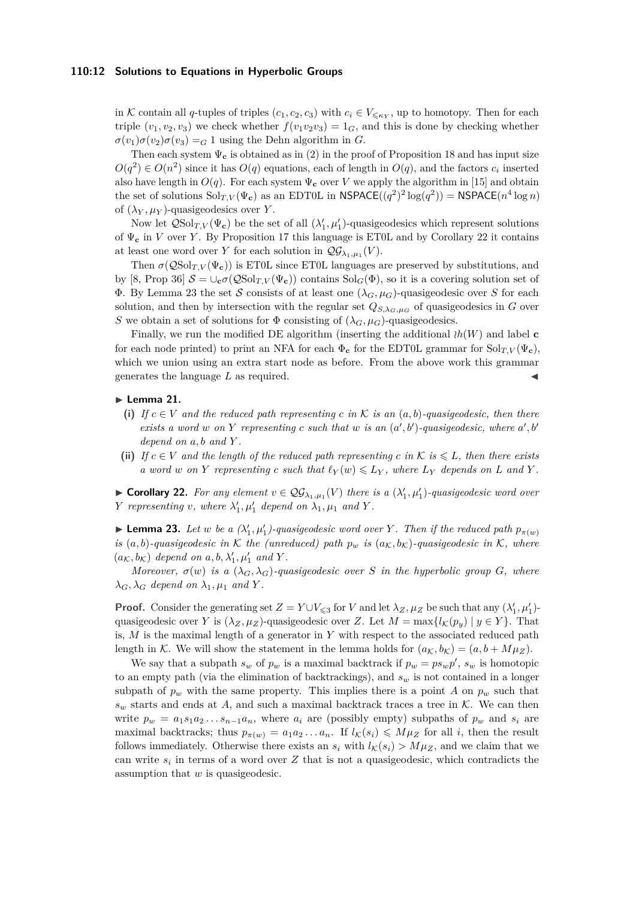in $\mathcal{K}$ contain all $q$-tuples of triples $(c_1, c_2, c_3)$ with $c_i \in V_{\leqslant \kappa_Y}$, up to homotopy. Then for each triple $(v_1, v_2, v_3)$ we check whether $f(v_1 v_2 v_3) = 1_G$, and this is done by checking whether $\sigma(v_1)\sigma(v_2)\sigma(v_3) =_G 1$ using the Dehn algorithm in $G$.

Then each system $\Psi_{\mathbf{c}}$ is obtained as in (2) in the proof of Proposition 18 and has input size $O(q^2) \in O(n^2)$ since it has $O(q)$ equations, each of length in $O(q)$, and the factors $c_i$ inserted also have length in $O(q)$. For each system $\Psi_{\mathbf{c}}$ over $V$ we apply the algorithm in [15] and obtain the set of solutions $\mathrm{Sol}_{T,V}(\Psi_{\mathbf{c}})$ as an EDT0L in $\mathsf{NSPACE}((q^2)^2 \log(q^2)) = \mathsf{NSPACE}(n^4 \log n)$ of $(\lambda_Y, \mu_Y)$-quasigeodesics over $Y$.

Now let $\mathcal{Q}\mathrm{Sol}_{T,V}(\Psi_{\mathbf{c}})$ be the set of all $(\lambda_1', \mu_1')$-quasigeodesics which represent solutions of $\Psi_{\mathbf{c}}$ in $V$ over $Y$. By Proposition 17 this language is ET0L and by Corollary 22 it contains at least one word over $Y$ for each solution in $\mathcal{QG}_{\lambda_1,\mu_1}(V)$.

Then $\sigma(\mathcal{Q}\mathrm{Sol}_{T,V}(\Psi_{\mathbf{c}}))$ is ET0L since ET0L languages are preserved by substitutions, and by [8, Prop 36] $\mathcal{S} = \cup_{\mathbf{c}} \sigma(\mathcal{Q}\mathrm{Sol}_{T,V}(\Psi_{\mathbf{c}}))$ contains $\mathrm{Sol}_G(\Phi)$, so it is a covering solution set of $\Phi$. By Lemma 23 the set $\mathcal{S}$ consists of at least one $(\lambda_G, \mu_G)$-quasigeodesic over $S$ for each solution, and then by intersection with the regular set $Q_{S,\lambda_G,\mu_G}$ of quasigeodesics in $G$ over $S$ we obtain a set of solutions for $\Phi$ consisting of $(\lambda_G, \mu_G)$-quasigeodesics.

Finally, we run the modified DE algorithm (inserting the additional $\wr h(W)$ and label $\mathbf{c}$ for each node printed) to print an NFA for each $\Phi_{\mathbf{c}}$ for the EDT0L grammar for $\mathrm{Sol}_{T,V}(\Psi_{\mathbf{c}})$, which we union using an extra start node as before. From the above work this grammar generates the language $L$ as required. ◀

▶ **Lemma 21.**

**(i)** *If $c \in V$ and the reduced path representing $c$ in $\mathcal{K}$ is an $(a,b)$-quasigeodesic, then there exists a word $w$ on $Y$ representing $c$ such that $w$ is an $(a', b')$-quasigeodesic, where $a', b'$ depend on $a, b$ and $Y$.*

**(ii)** *If $c \in V$ and the length of the reduced path representing $c$ in $\mathcal{K}$ is $\leqslant L$, then there exists a word $w$ on $Y$ representing $c$ such that $\ell_Y(w) \leqslant L_Y$, where $L_Y$ depends on $L$ and $Y$.*

▶ **Corollary 22.** *For any element $v \in \mathcal{QG}_{\lambda_1,\mu_1}(V)$ there is a $(\lambda_1', \mu_1')$-quasigeodesic word over $Y$ representing $v$, where $\lambda_1', \mu_1'$ depend on $\lambda_1, \mu_1$ and $Y$.*

▶ **Lemma 23.** *Let $w$ be a $(\lambda_1', \mu_1')$-quasigeodesic word over $Y$. Then if the reduced path $p_{\pi(w)}$ is $(a,b)$-quasigeodesic in $\mathcal{K}$ the (unreduced) path $p_w$ is $(a_{\mathcal{K}}, b_{\mathcal{K}})$-quasigeodesic in $\mathcal{K}$, where $(a_{\mathcal{K}}, b_{\mathcal{K}})$ depend on $a, b, \lambda_1', \mu_1'$ and $Y$.*

*Moreover, $\sigma(w)$ is a $(\lambda_G, \lambda_G)$-quasigeodesic over $S$ in the hyperbolic group $G$, where $\lambda_G, \lambda_G$ depend on $\lambda_1, \mu_1$ and $Y$.*

**Proof.** Consider the generating set $Z = Y \cup V_{\leqslant 3}$ for $V$ and let $\lambda_Z, \mu_Z$ be such that any $(\lambda_1', \mu_1')$-quasigeodesic over $Y$ is $(\lambda_Z, \mu_Z)$-quasigeodesic over $Z$. Let $M = \max\{l_{\mathcal{K}}(p_y) \mid y \in Y\}$. That is, $M$ is the maximal length of a generator in $Y$ with respect to the associated reduced path length in $\mathcal{K}$. We will show the statement in the lemma holds for $(a_{\mathcal{K}}, b_{\mathcal{K}}) = (a, b + M\mu_Z)$.

We say that a subpath $s_w$ of $p_w$ is a maximal backtrack if $p_w = p s_w p'$, $s_w$ is homotopic to an empty path (via the elimination of backtrackings), and $s_w$ is not contained in a longer subpath of $p_w$ with the same property. This implies there is a point $A$ on $p_w$ such that $s_w$ starts and ends at $A$, and such a maximal backtrack traces a tree in $\mathcal{K}$. We can then write $p_w = a_1 s_1 a_2 \ldots s_{n-1} a_n$, where $a_i$ are (possibly empty) subpaths of $p_w$ and $s_i$ are maximal backtracks; thus $p_{\pi(w)} = a_1 a_2 \ldots a_n$. If $l_{\mathcal{K}}(s_i) \leqslant M\mu_Z$ for all $i$, then the result follows immediately. Otherwise there exists an $s_i$ with $l_{\mathcal{K}}(s_i) > M\mu_Z$, and we claim that we can write $s_i$ in terms of a word over $Z$ that is not a quasigeodesic, which contradicts the assumption that $w$ is quasigeodesic.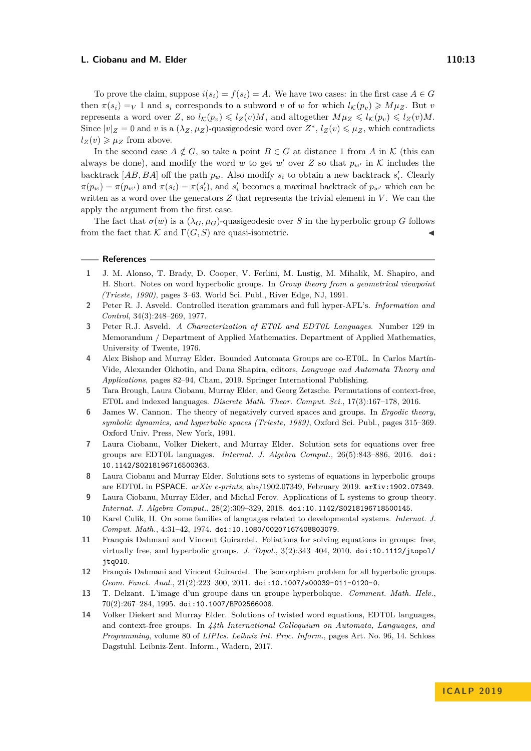To prove the claim, suppose $i(s_i) = f(s_i) = A$. We have two cases: in the first case $A \in G$ then $\pi(s_i) =_V 1$ and $s_i$ corresponds to a subword $v$ of $w$ for which $l_{\mathcal{K}}(p_v) \geqslant M\mu_Z$. But $v$ represents a word over $Z$, so $l_{\mathcal{K}}(p_v) \leqslant l_Z(v)M$, and altogether $M\mu_Z \leqslant l_{\mathcal{K}}(p_v) \leqslant l_Z(v)M$. Since $|v|_Z = 0$ and $v$ is a $(\lambda_Z, \mu_Z)$-quasigeodesic word over $Z^*$, $l_Z(v) \leqslant \mu_Z$, which contradicts $l_Z(v) \geqslant \mu_Z$ from above.

In the second case $A \notin G$, so take a point $B \in G$ at distance 1 from $A$ in $\mathcal{K}$ (this can always be done), and modify the word $w$ to get $w'$ over $Z$ so that $p_{w'}$ in $\mathcal{K}$ includes the backtrack $[AB, BA]$ off the path $p_w$. Also modify $s_i$ to obtain a new backtrack $s'_i$. Clearly $\pi(p_w) = \pi(p_{w'})$ and $\pi(s_i) = \pi(s'_i)$, and $s'_i$ becomes a maximal backtrack of $p_{w'}$ which can be written as a word over the generators $Z$ that represents the trivial element in $V$. We can the apply the argument from the first case.

The fact that $\sigma(w)$ is a $(\lambda_G, \mu_G)$-quasigeodesic over $S$ in the hyperbolic group $G$ follows from the fact that $\mathcal{K}$ and $\Gamma(G, S)$ are quasi-isometric. ◀

## References

1. J. M. Alonso, T. Brady, D. Cooper, V. Ferlini, M. Lustig, M. Mihalik, M. Shapiro, and H. Short. Notes on word hyperbolic groups. In *Group theory from a geometrical viewpoint (Trieste, 1990)*, pages 3–63. World Sci. Publ., River Edge, NJ, 1991.
2. Peter R. J. Asveld. Controlled iteration grammars and full hyper-AFL's. *Information and Control*, 34(3):248–269, 1977.
3. Peter R.J. Asveld. *A Characterization of ET0L and EDT0L Languages*. Number 129 in Memorandum / Department of Applied Mathematics. Department of Applied Mathematics, University of Twente, 1976.
4. Alex Bishop and Murray Elder. Bounded Automata Groups are co-ET0L. In Carlos Martín-Vide, Alexander Okhotin, and Dana Shapira, editors, *Language and Automata Theory and Applications*, pages 82–94, Cham, 2019. Springer International Publishing.
5. Tara Brough, Laura Ciobanu, Murray Elder, and Georg Zetzsche. Permutations of context-free, ET0L and indexed languages. *Discrete Math. Theor. Comput. Sci.*, 17(3):167–178, 2016.
6. James W. Cannon. The theory of negatively curved spaces and groups. In *Ergodic theory, symbolic dynamics, and hyperbolic spaces (Trieste, 1989)*, Oxford Sci. Publ., pages 315–369. Oxford Univ. Press, New York, 1991.
7. Laura Ciobanu, Volker Diekert, and Murray Elder. Solution sets for equations over free groups are EDT0L languages. *Internat. J. Algebra Comput.*, 26(5):843–886, 2016. doi:10.1142/S0218196716500363.
8. Laura Ciobanu and Murray Elder. Solutions sets to systems of equations in hyperbolic groups are EDT0L in PSPACE. *arXiv e-prints*, abs/1902.07349, February 2019. arXiv:1902.07349.
9. Laura Ciobanu, Murray Elder, and Michal Ferov. Applications of L systems to group theory. *Internat. J. Algebra Comput.*, 28(2):309–329, 2018. doi:10.1142/S0218196718500145.
10. Karel Culik, II. On some families of languages related to developmental systems. *Internat. J. Comput. Math.*, 4:31–42, 1974. doi:10.1080/00207167408803079.
11. François Dahmani and Vincent Guirardel. Foliations for solving equations in groups: free, virtually free, and hyperbolic groups. *J. Topol.*, 3(2):343–404, 2010. doi:10.1112/jtopol/jtq010.
12. François Dahmani and Vincent Guirardel. The isomorphism problem for all hyperbolic groups. *Geom. Funct. Anal.*, 21(2):223–300, 2011. doi:10.1007/s00039-011-0120-0.
13. T. Delzant. L'image d'un groupe dans un groupe hyperbolique. *Comment. Math. Helv.*, 70(2):267–284, 1995. doi:10.1007/BF02566008.
14. Volker Diekert and Murray Elder. Solutions of twisted word equations, EDT0L languages, and context-free groups. In *44th International Colloquium on Automata, Languages, and Programming*, volume 80 of *LIPIcs. Leibniz Int. Proc. Inform.*, pages Art. No. 96, 14. Schloss Dagstuhl. Leibniz-Zent. Inform., Wadern, 2017.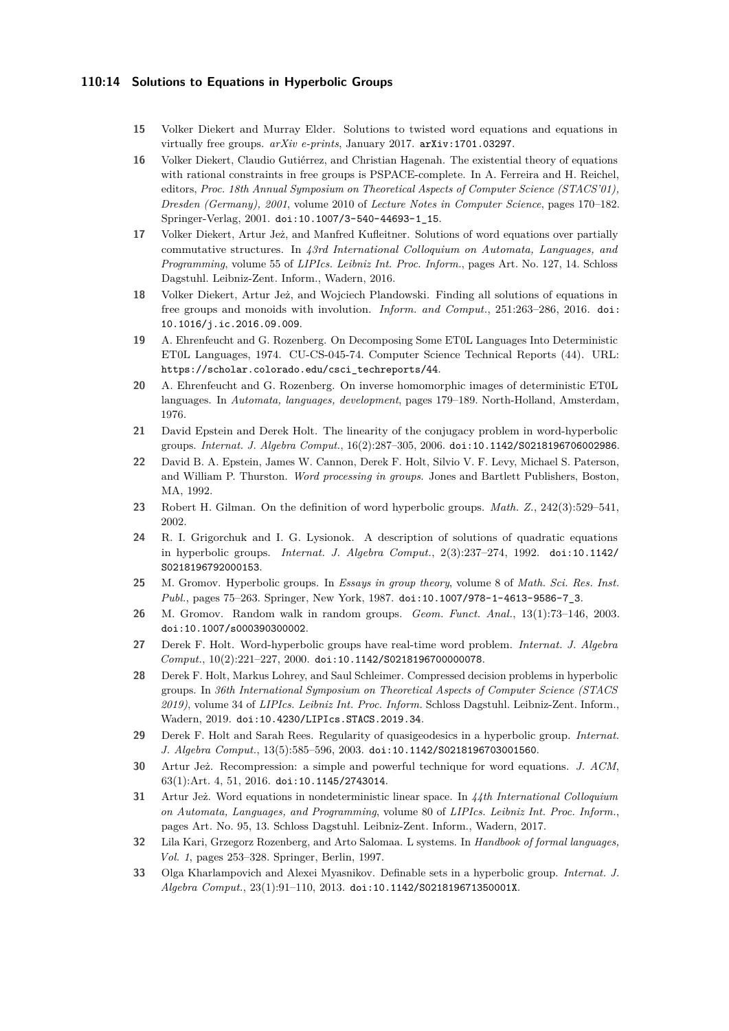15 Volker Diekert and Murray Elder. Solutions to twisted word equations and equations in virtually free groups. *arXiv e-prints*, January 2017. arXiv:1701.03297.

16 Volker Diekert, Claudio Gutiérrez, and Christian Hagenah. The existential theory of equations with rational constraints in free groups is PSPACE-complete. In A. Ferreira and H. Reichel, editors, *Proc. 18th Annual Symposium on Theoretical Aspects of Computer Science (STACS'01), Dresden (Germany), 2001*, volume 2010 of *Lecture Notes in Computer Science*, pages 170–182. Springer-Verlag, 2001. doi:10.1007/3-540-44693-1_15.

17 Volker Diekert, Artur Jeż, and Manfred Kufleitner. Solutions of word equations over partially commutative structures. In *43rd International Colloquium on Automata, Languages, and Programming*, volume 55 of *LIPIcs. Leibniz Int. Proc. Inform.*, pages Art. No. 127, 14. Schloss Dagstuhl. Leibniz-Zent. Inform., Wadern, 2016.

18 Volker Diekert, Artur Jeż, and Wojciech Plandowski. Finding all solutions of equations in free groups and monoids with involution. *Inform. and Comput.*, 251:263–286, 2016. doi:10.1016/j.ic.2016.09.009.

19 A. Ehrenfeucht and G. Rozenberg. On Decomposing Some ET0L Languages Into Deterministic ET0L Languages, 1974. CU-CS-045-74. Computer Science Technical Reports (44). URL: https://scholar.colorado.edu/csci_techreports/44.

20 A. Ehrenfeucht and G. Rozenberg. On inverse homomorphic images of deterministic ET0L languages. In *Automata, languages, development*, pages 179–189. North-Holland, Amsterdam, 1976.

21 David Epstein and Derek Holt. The linearity of the conjugacy problem in word-hyperbolic groups. *Internat. J. Algebra Comput.*, 16(2):287–305, 2006. doi:10.1142/S0218196706002986.

22 David B. A. Epstein, James W. Cannon, Derek F. Holt, Silvio V. F. Levy, Michael S. Paterson, and William P. Thurston. *Word processing in groups*. Jones and Bartlett Publishers, Boston, MA, 1992.

23 Robert H. Gilman. On the definition of word hyperbolic groups. *Math. Z.*, 242(3):529–541, 2002.

24 R. I. Grigorchuk and I. G. Lysionok. A description of solutions of quadratic equations in hyperbolic groups. *Internat. J. Algebra Comput.*, 2(3):237–274, 1992. doi:10.1142/S0218196792000153.

25 M. Gromov. Hyperbolic groups. In *Essays in group theory*, volume 8 of *Math. Sci. Res. Inst. Publ.*, pages 75–263. Springer, New York, 1987. doi:10.1007/978-1-4613-9586-7_3.

26 M. Gromov. Random walk in random groups. *Geom. Funct. Anal.*, 13(1):73–146, 2003. doi:10.1007/s000390300002.

27 Derek F. Holt. Word-hyperbolic groups have real-time word problem. *Internat. J. Algebra Comput.*, 10(2):221–227, 2000. doi:10.1142/S0218196700000078.

28 Derek F. Holt, Markus Lohrey, and Saul Schleimer. Compressed decision problems in hyperbolic groups. In *36th International Symposium on Theoretical Aspects of Computer Science (STACS 2019)*, volume 34 of *LIPIcs. Leibniz Int. Proc. Inform.* Schloss Dagstuhl. Leibniz-Zent. Inform., Wadern, 2019. doi:10.4230/LIPIcs.STACS.2019.34.

29 Derek F. Holt and Sarah Rees. Regularity of quasigeodesics in a hyperbolic group. *Internat. J. Algebra Comput.*, 13(5):585–596, 2003. doi:10.1142/S0218196703001560.

30 Artur Jeż. Recompression: a simple and powerful technique for word equations. *J. ACM*, 63(1):Art. 4, 51, 2016. doi:10.1145/2743014.

31 Artur Jeż. Word equations in nondeterministic linear space. In *44th International Colloquium on Automata, Languages, and Programming*, volume 80 of *LIPIcs. Leibniz Int. Proc. Inform.*, pages Art. No. 95, 13. Schloss Dagstuhl. Leibniz-Zent. Inform., Wadern, 2017.

32 Lila Kari, Grzegorz Rozenberg, and Arto Salomaa. L systems. In *Handbook of formal languages, Vol. 1*, pages 253–328. Springer, Berlin, 1997.

33 Olga Kharlampovich and Alexei Myasnikov. Definable sets in a hyperbolic group. *Internat. J. Algebra Comput.*, 23(1):91–110, 2013. doi:10.1142/S021819671350001X.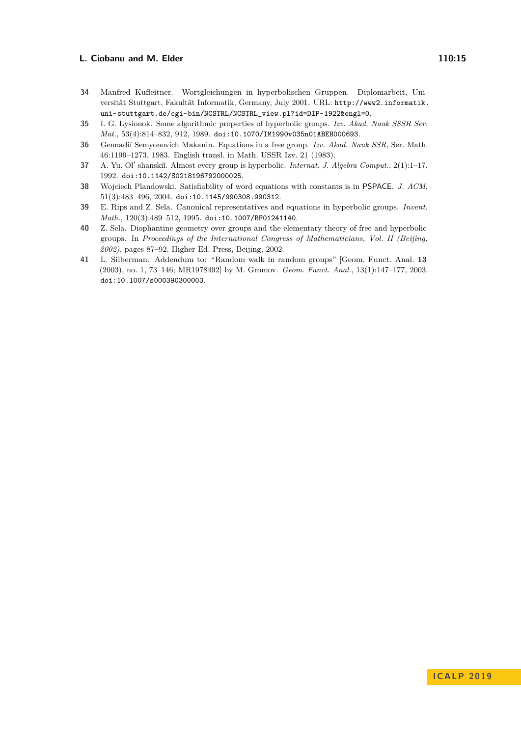34 Manfred Kufleitner. Wortgleichungen in hyperbolischen Gruppen. Diplomarbeit, Universität Stuttgart, Fakultät Informatik, Germany, July 2001. URL: `http://www2.informatik.uni-stuttgart.de/cgi-bin/NCSTRL/NCSTRL_view.pl?id=DIP-1922&engl=0`.

35 I. G. Lysionok. Some algorithmic properties of hyperbolic groups. *Izv. Akad. Nauk SSSR Ser. Mat.*, 53(4):814–832, 912, 1989. `doi:10.1070/IM1990v035n01ABEH000693`.

36 Gennadiĭ Semyonovich Makanin. Equations in a free group. *Izv. Akad. Nauk SSR*, Ser. Math. 46:1199–1273, 1983. English transl. in Math. USSR Izv. 21 (1983).

37 A. Yu. Olʹ shanskiĭ. Almost every group is hyperbolic. *Internat. J. Algebra Comput.*, 2(1):1–17, 1992. `doi:10.1142/S0218196792000025`.

38 Wojciech Plandowski. Satisfiability of word equations with constants is in PSPACE. *J. ACM*, 51(3):483–496, 2004. `doi:10.1145/990308.990312`.

39 E. Rips and Z. Sela. Canonical representatives and equations in hyperbolic groups. *Invent. Math.*, 120(3):489–512, 1995. `doi:10.1007/BF01241140`.

40 Z. Sela. Diophantine geometry over groups and the elementary theory of free and hyperbolic groups. In *Proceedings of the International Congress of Mathematicians, Vol. II (Beijing, 2002)*, pages 87–92. Higher Ed. Press, Beijing, 2002.

41 L. Silberman. Addendum to: "Random walk in random groups" [Geom. Funct. Anal. **13** (2003), no. 1, 73–146; MR1978492] by M. Gromov. *Geom. Funct. Anal.*, 13(1):147–177, 2003. `doi:10.1007/s000390300003`.